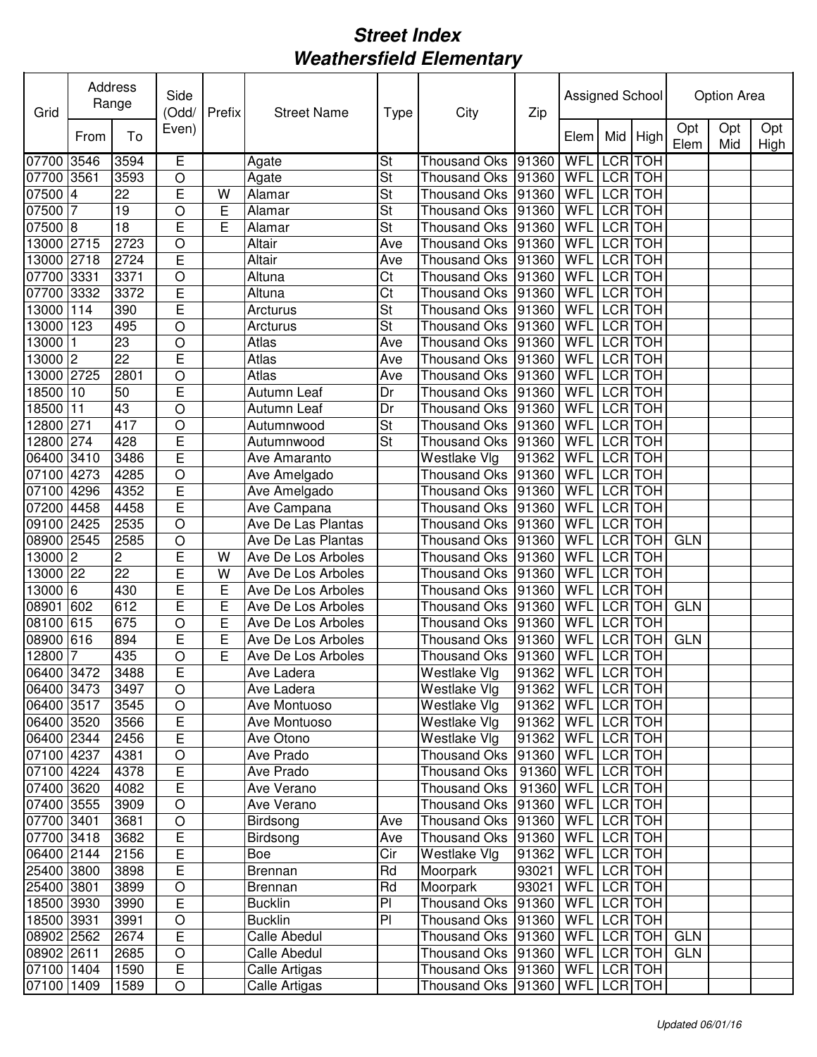# Street Index
# Weathersfield Elementary

| Grid | Address Range | | Side (Odd/ Even) | Prefix | Street Name | Type | City | Zip | Assigned School | | | Option Area | | |
|---|---|---|---|---|---|---|---|---|---|---|---|---|---|---|
| | From | To | | | | | | | Elem | Mid | High | Opt Elem | Opt Mid | Opt High |
| 07700 | 3546 | 3594 | E | | Agate | St | Thousand Oks | 91360 | WFL | LCR | TOH | | | |
| 07700 | 3561 | 3593 | O | | Agate | St | Thousand Oks | 91360 | WFL | LCR | TOH | | | |
| 07500 | 4 | 22 | E | W | Alamar | St | Thousand Oks | 91360 | WFL | LCR | TOH | | | |
| 07500 | 7 | 19 | O | E | Alamar | St | Thousand Oks | 91360 | WFL | LCR | TOH | | | |
| 07500 | 8 | 18 | E | E | Alamar | St | Thousand Oks | 91360 | WFL | LCR | TOH | | | |
| 13000 | 2715 | 2723 | O | | Altair | Ave | Thousand Oks | 91360 | WFL | LCR | TOH | | | |
| 13000 | 2718 | 2724 | E | | Altair | Ave | Thousand Oks | 91360 | WFL | LCR | TOH | | | |
| 07700 | 3331 | 3371 | O | | Altuna | Ct | Thousand Oks | 91360 | WFL | LCR | TOH | | | |
| 07700 | 3332 | 3372 | E | | Altuna | Ct | Thousand Oks | 91360 | WFL | LCR | TOH | | | |
| 13000 | 114 | 390 | E | | Arcturus | St | Thousand Oks | 91360 | WFL | LCR | TOH | | | |
| 13000 | 123 | 495 | O | | Arcturus | St | Thousand Oks | 91360 | WFL | LCR | TOH | | | |
| 13000 | 1 | 23 | O | | Atlas | Ave | Thousand Oks | 91360 | WFL | LCR | TOH | | | |
| 13000 | 2 | 22 | E | | Atlas | Ave | Thousand Oks | 91360 | WFL | LCR | TOH | | | |
| 13000 | 2725 | 2801 | O | | Atlas | Ave | Thousand Oks | 91360 | WFL | LCR | TOH | | | |
| 18500 | 10 | 50 | E | | Autumn Leaf | Dr | Thousand Oks | 91360 | WFL | LCR | TOH | | | |
| 18500 | 11 | 43 | O | | Autumn Leaf | Dr | Thousand Oks | 91360 | WFL | LCR | TOH | | | |
| 12800 | 271 | 417 | O | | Autumnwood | St | Thousand Oks | 91360 | WFL | LCR | TOH | | | |
| 12800 | 274 | 428 | E | | Autumnwood | St | Thousand Oks | 91360 | WFL | LCR | TOH | | | |
| 06400 | 3410 | 3486 | E | | Ave Amaranto | | Westlake Vlg | 91362 | WFL | LCR | TOH | | | |
| 07100 | 4273 | 4285 | O | | Ave Amelgado | | Thousand Oks | 91360 | WFL | LCR | TOH | | | |
| 07100 | 4296 | 4352 | E | | Ave Amelgado | | Thousand Oks | 91360 | WFL | LCR | TOH | | | |
| 07200 | 4458 | 4458 | E | | Ave Campana | | Thousand Oks | 91360 | WFL | LCR | TOH | | | |
| 09100 | 2425 | 2535 | O | | Ave De Las Plantas | | Thousand Oks | 91360 | WFL | LCR | TOH | | | |
| 08900 | 2545 | 2585 | O | | Ave De Las Plantas | | Thousand Oks | 91360 | WFL | LCR | TOH | GLN | | |
| 13000 | 2 | 2 | E | W | Ave De Los Arboles | | Thousand Oks | 91360 | WFL | LCR | TOH | | | |
| 13000 | 22 | 22 | E | W | Ave De Los Arboles | | Thousand Oks | 91360 | WFL | LCR | TOH | | | |
| 13000 | 6 | 430 | E | E | Ave De Los Arboles | | Thousand Oks | 91360 | WFL | LCR | TOH | | | |
| 08901 | 602 | 612 | E | E | Ave De Los Arboles | | Thousand Oks | 91360 | WFL | LCR | TOH | GLN | | |
| 08100 | 615 | 675 | O | E | Ave De Los Arboles | | Thousand Oks | 91360 | WFL | LCR | TOH | | | |
| 08900 | 616 | 894 | E | E | Ave De Los Arboles | | Thousand Oks | 91360 | WFL | LCR | TOH | GLN | | |
| 12800 | 7 | 435 | O | E | Ave De Los Arboles | | Thousand Oks | 91360 | WFL | LCR | TOH | | | |
| 06400 | 3472 | 3488 | E | | Ave Ladera | | Westlake Vlg | 91362 | WFL | LCR | TOH | | | |
| 06400 | 3473 | 3497 | O | | Ave Ladera | | Westlake Vlg | 91362 | WFL | LCR | TOH | | | |
| 06400 | 3517 | 3545 | O | | Ave Montuoso | | Westlake Vlg | 91362 | WFL | LCR | TOH | | | |
| 06400 | 3520 | 3566 | E | | Ave Montuoso | | Westlake Vlg | 91362 | WFL | LCR | TOH | | | |
| 06400 | 2344 | 2456 | E | | Ave Otono | | Westlake Vlg | 91362 | WFL | LCR | TOH | | | |
| 07100 | 4237 | 4381 | O | | Ave Prado | | Thousand Oks | 91360 | WFL | LCR | TOH | | | |
| 07100 | 4224 | 4378 | E | | Ave Prado | | Thousand Oks | 91360 | WFL | LCR | TOH | | | |
| 07400 | 3620 | 4082 | E | | Ave Verano | | Thousand Oks | 91360 | WFL | LCR | TOH | | | |
| 07400 | 3555 | 3909 | O | | Ave Verano | | Thousand Oks | 91360 | WFL | LCR | TOH | | | |
| 07700 | 3401 | 3681 | O | | Birdsong | Ave | Thousand Oks | 91360 | WFL | LCR | TOH | | | |
| 07700 | 3418 | 3682 | E | | Birdsong | Ave | Thousand Oks | 91360 | WFL | LCR | TOH | | | |
| 06400 | 2144 | 2156 | E | | Boe | Cir | Westlake Vlg | 91362 | WFL | LCR | TOH | | | |
| 25400 | 3800 | 3898 | E | | Brennan | Rd | Moorpark | 93021 | WFL | LCR | TOH | | | |
| 25400 | 3801 | 3899 | O | | Brennan | Rd | Moorpark | 93021 | WFL | LCR | TOH | | | |
| 18500 | 3930 | 3990 | E | | Bucklin | Pl | Thousand Oks | 91360 | WFL | LCR | TOH | | | |
| 18500 | 3931 | 3991 | O | | Bucklin | Pl | Thousand Oks | 91360 | WFL | LCR | TOH | | | |
| 08902 | 2562 | 2674 | E | | Calle Abedul | | Thousand Oks | 91360 | WFL | LCR | TOH | GLN | | |
| 08902 | 2611 | 2685 | O | | Calle Abedul | | Thousand Oks | 91360 | WFL | LCR | TOH | GLN | | |
| 07100 | 1404 | 1590 | E | | Calle Artigas | | Thousand Oks | 91360 | WFL | LCR | TOH | | | |
| 07100 | 1409 | 1589 | O | | Calle Artigas | | Thousand Oks | 91360 | WFL | LCR | TOH | | | |

*Updated 06/01/16*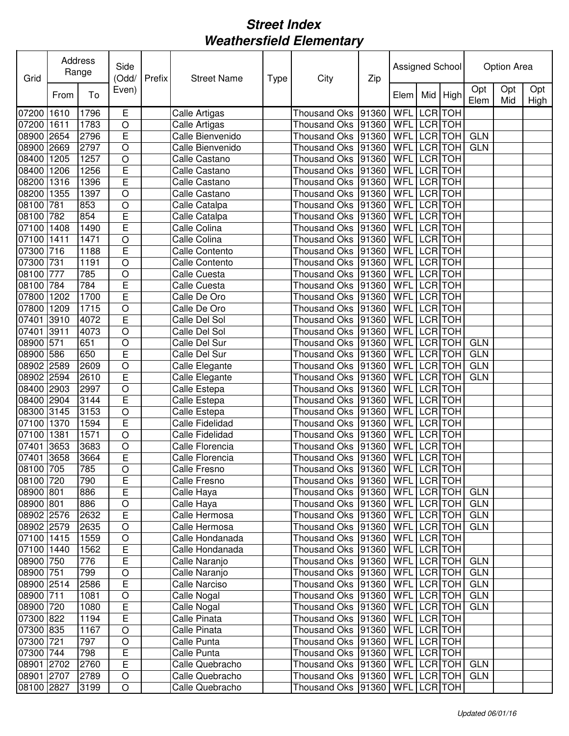# Street Index
# Weathersfield Elementary

| Grid | Address Range | | Side (Odd/ Even) | Prefix | Street Name | Type | City | Zip | Assigned School | | | Option Area | | |
|---|---|---|---|---|---|---|---|---|---|---|---|---|---|---|
| | From | To | | | | | | | Elem | Mid | High | Opt Elem | Opt Mid | Opt High |
| 07200 | 1610 | 1796 | E | | Calle Artigas | | Thousand Oks | 91360 | WFL | LCR | TOH | | | |
| 07200 | 1611 | 1783 | O | | Calle Artigas | | Thousand Oks | 91360 | WFL | LCR | TOH | | | |
| 08900 | 2654 | 2796 | E | | Calle Bienvenido | | Thousand Oks | 91360 | WFL | LCR | TOH | GLN | | |
| 08900 | 2669 | 2797 | O | | Calle Bienvenido | | Thousand Oks | 91360 | WFL | LCR | TOH | GLN | | |
| 08400 | 1205 | 1257 | O | | Calle Castano | | Thousand Oks | 91360 | WFL | LCR | TOH | | | |
| 08400 | 1206 | 1256 | E | | Calle Castano | | Thousand Oks | 91360 | WFL | LCR | TOH | | | |
| 08200 | 1316 | 1396 | E | | Calle Castano | | Thousand Oks | 91360 | WFL | LCR | TOH | | | |
| 08200 | 1355 | 1397 | O | | Calle Castano | | Thousand Oks | 91360 | WFL | LCR | TOH | | | |
| 08100 | 781 | 853 | O | | Calle Catalpa | | Thousand Oks | 91360 | WFL | LCR | TOH | | | |
| 08100 | 782 | 854 | E | | Calle Catalpa | | Thousand Oks | 91360 | WFL | LCR | TOH | | | |
| 07100 | 1408 | 1490 | E | | Calle Colina | | Thousand Oks | 91360 | WFL | LCR | TOH | | | |
| 07100 | 1411 | 1471 | O | | Calle Colina | | Thousand Oks | 91360 | WFL | LCR | TOH | | | |
| 07300 | 716 | 1188 | E | | Calle Contento | | Thousand Oks | 91360 | WFL | LCR | TOH | | | |
| 07300 | 731 | 1191 | O | | Calle Contento | | Thousand Oks | 91360 | WFL | LCR | TOH | | | |
| 08100 | 777 | 785 | O | | Calle Cuesta | | Thousand Oks | 91360 | WFL | LCR | TOH | | | |
| 08100 | 784 | 784 | E | | Calle Cuesta | | Thousand Oks | 91360 | WFL | LCR | TOH | | | |
| 07800 | 1202 | 1700 | E | | Calle De Oro | | Thousand Oks | 91360 | WFL | LCR | TOH | | | |
| 07800 | 1209 | 1715 | O | | Calle De Oro | | Thousand Oks | 91360 | WFL | LCR | TOH | | | |
| 07401 | 3910 | 4072 | E | | Calle Del Sol | | Thousand Oks | 91360 | WFL | LCR | TOH | | | |
| 07401 | 3911 | 4073 | O | | Calle Del Sol | | Thousand Oks | 91360 | WFL | LCR | TOH | | | |
| 08900 | 571 | 651 | O | | Calle Del Sur | | Thousand Oks | 91360 | WFL | LCR | TOH | GLN | | |
| 08900 | 586 | 650 | E | | Calle Del Sur | | Thousand Oks | 91360 | WFL | LCR | TOH | GLN | | |
| 08902 | 2589 | 2609 | O | | Calle Elegante | | Thousand Oks | 91360 | WFL | LCR | TOH | GLN | | |
| 08902 | 2594 | 2610 | E | | Calle Elegante | | Thousand Oks | 91360 | WFL | LCR | TOH | GLN | | |
| 08400 | 2903 | 2997 | O | | Calle Estepa | | Thousand Oks | 91360 | WFL | LCR | TOH | | | |
| 08400 | 2904 | 3144 | E | | Calle Estepa | | Thousand Oks | 91360 | WFL | LCR | TOH | | | |
| 08300 | 3145 | 3153 | O | | Calle Estepa | | Thousand Oks | 91360 | WFL | LCR | TOH | | | |
| 07100 | 1370 | 1594 | E | | Calle Fidelidad | | Thousand Oks | 91360 | WFL | LCR | TOH | | | |
| 07100 | 1381 | 1571 | O | | Calle Fidelidad | | Thousand Oks | 91360 | WFL | LCR | TOH | | | |
| 07401 | 3653 | 3683 | O | | Calle Florencia | | Thousand Oks | 91360 | WFL | LCR | TOH | | | |
| 07401 | 3658 | 3664 | E | | Calle Florencia | | Thousand Oks | 91360 | WFL | LCR | TOH | | | |
| 08100 | 705 | 785 | O | | Calle Fresno | | Thousand Oks | 91360 | WFL | LCR | TOH | | | |
| 08100 | 720 | 790 | E | | Calle Fresno | | Thousand Oks | 91360 | WFL | LCR | TOH | | | |
| 08900 | 801 | 886 | E | | Calle Haya | | Thousand Oks | 91360 | WFL | LCR | TOH | GLN | | |
| 08900 | 801 | 886 | O | | Calle Haya | | Thousand Oks | 91360 | WFL | LCR | TOH | GLN | | |
| 08902 | 2576 | 2632 | E | | Calle Hermosa | | Thousand Oks | 91360 | WFL | LCR | TOH | GLN | | |
| 08902 | 2579 | 2635 | O | | Calle Hermosa | | Thousand Oks | 91360 | WFL | LCR | TOH | GLN | | |
| 07100 | 1415 | 1559 | O | | Calle Hondanada | | Thousand Oks | 91360 | WFL | LCR | TOH | | | |
| 07100 | 1440 | 1562 | E | | Calle Hondanada | | Thousand Oks | 91360 | WFL | LCR | TOH | | | |
| 08900 | 750 | 776 | E | | Calle Naranjo | | Thousand Oks | 91360 | WFL | LCR | TOH | GLN | | |
| 08900 | 751 | 799 | O | | Calle Naranjo | | Thousand Oks | 91360 | WFL | LCR | TOH | GLN | | |
| 08900 | 2514 | 2586 | E | | Calle Narciso | | Thousand Oks | 91360 | WFL | LCR | TOH | GLN | | |
| 08900 | 711 | 1081 | O | | Calle Nogal | | Thousand Oks | 91360 | WFL | LCR | TOH | GLN | | |
| 08900 | 720 | 1080 | E | | Calle Nogal | | Thousand Oks | 91360 | WFL | LCR | TOH | GLN | | |
| 07300 | 822 | 1194 | E | | Calle Pinata | | Thousand Oks | 91360 | WFL | LCR | TOH | | | |
| 07300 | 835 | 1167 | O | | Calle Pinata | | Thousand Oks | 91360 | WFL | LCR | TOH | | | |
| 07300 | 721 | 797 | O | | Calle Punta | | Thousand Oks | 91360 | WFL | LCR | TOH | | | |
| 07300 | 744 | 798 | E | | Calle Punta | | Thousand Oks | 91360 | WFL | LCR | TOH | | | |
| 08901 | 2702 | 2760 | E | | Calle Quebracho | | Thousand Oks | 91360 | WFL | LCR | TOH | GLN | | |
| 08901 | 2707 | 2789 | O | | Calle Quebracho | | Thousand Oks | 91360 | WFL | LCR | TOH | GLN | | |
| 08100 | 2827 | 3199 | O | | Calle Quebracho | | Thousand Oks | 91360 | WFL | LCR | TOH | | | |

*Updated 06/01/16*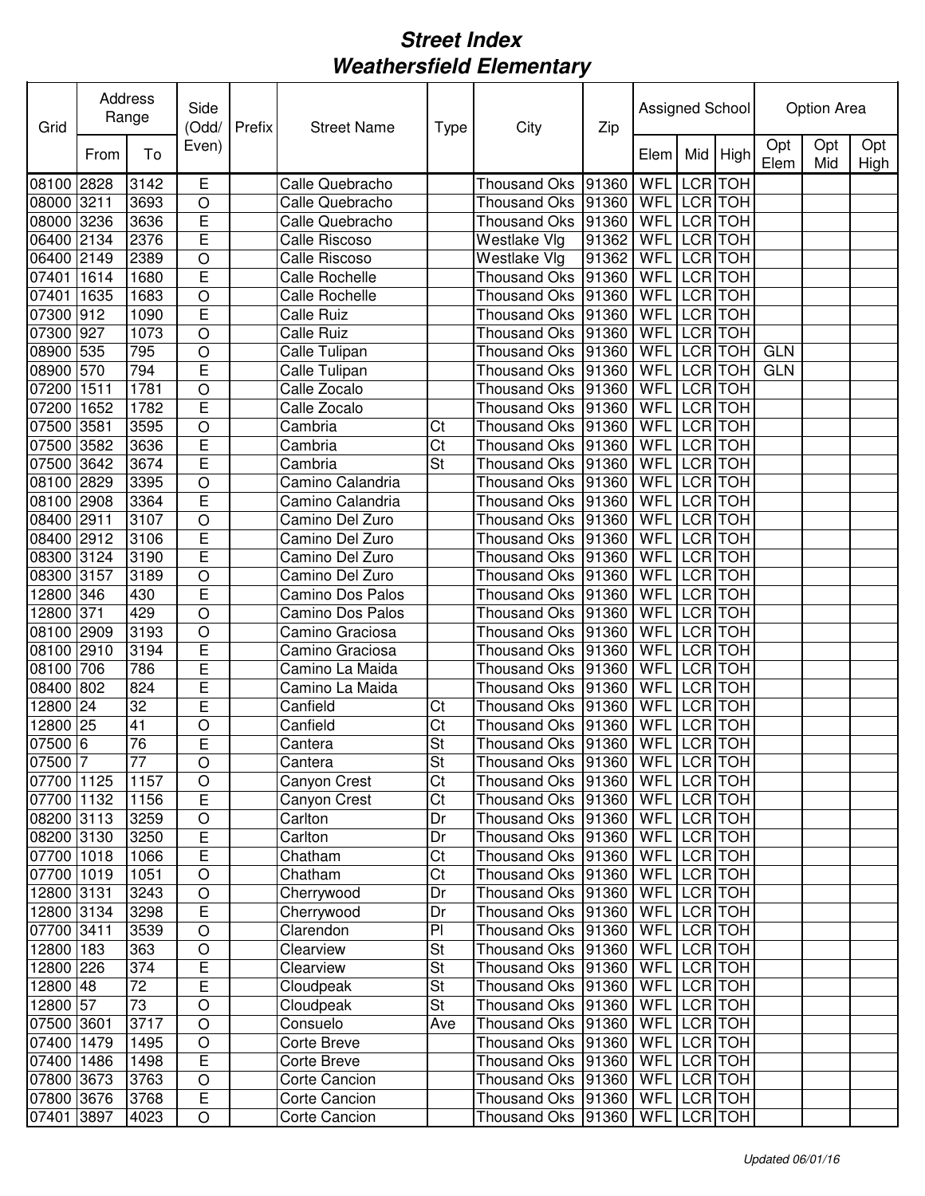# Street Index
# Weathersfield Elementary

| Grid | Address Range | | Side (Odd/ Even) | Prefix | Street Name | Type | City | Zip | Assigned School | | | Option Area | | |
|---|---|---|---|---|---|---|---|---|---|---|---|---|---|---|
| | From | To | | | | | | | Elem | Mid | High | Opt Elem | Opt Mid | Opt High |
| 08100 | 2828 | 3142 | E | | Calle Quebracho | | Thousand Oks | 91360 | WFL | LCR | TOH | | | |
| 08000 | 3211 | 3693 | O | | Calle Quebracho | | Thousand Oks | 91360 | WFL | LCR | TOH | | | |
| 08000 | 3236 | 3636 | E | | Calle Quebracho | | Thousand Oks | 91360 | WFL | LCR | TOH | | | |
| 06400 | 2134 | 2376 | E | | Calle Riscoso | | Westlake Vlg | 91362 | WFL | LCR | TOH | | | |
| 06400 | 2149 | 2389 | O | | Calle Riscoso | | Westlake Vlg | 91362 | WFL | LCR | TOH | | | |
| 07401 | 1614 | 1680 | E | | Calle Rochelle | | Thousand Oks | 91360 | WFL | LCR | TOH | | | |
| 07401 | 1635 | 1683 | O | | Calle Rochelle | | Thousand Oks | 91360 | WFL | LCR | TOH | | | |
| 07300 | 912 | 1090 | E | | Calle Ruiz | | Thousand Oks | 91360 | WFL | LCR | TOH | | | |
| 07300 | 927 | 1073 | O | | Calle Ruiz | | Thousand Oks | 91360 | WFL | LCR | TOH | | | |
| 08900 | 535 | 795 | O | | Calle Tulipan | | Thousand Oks | 91360 | WFL | LCR | TOH | GLN | | |
| 08900 | 570 | 794 | E | | Calle Tulipan | | Thousand Oks | 91360 | WFL | LCR | TOH | GLN | | |
| 07200 | 1511 | 1781 | O | | Calle Zocalo | | Thousand Oks | 91360 | WFL | LCR | TOH | | | |
| 07200 | 1652 | 1782 | E | | Calle Zocalo | | Thousand Oks | 91360 | WFL | LCR | TOH | | | |
| 07500 | 3581 | 3595 | O | | Cambria | Ct | Thousand Oks | 91360 | WFL | LCR | TOH | | | |
| 07500 | 3582 | 3636 | E | | Cambria | Ct | Thousand Oks | 91360 | WFL | LCR | TOH | | | |
| 07500 | 3642 | 3674 | E | | Cambria | St | Thousand Oks | 91360 | WFL | LCR | TOH | | | |
| 08100 | 2829 | 3395 | O | | Camino Calandria | | Thousand Oks | 91360 | WFL | LCR | TOH | | | |
| 08100 | 2908 | 3364 | E | | Camino Calandria | | Thousand Oks | 91360 | WFL | LCR | TOH | | | |
| 08400 | 2911 | 3107 | O | | Camino Del Zuro | | Thousand Oks | 91360 | WFL | LCR | TOH | | | |
| 08400 | 2912 | 3106 | E | | Camino Del Zuro | | Thousand Oks | 91360 | WFL | LCR | TOH | | | |
| 08300 | 3124 | 3190 | E | | Camino Del Zuro | | Thousand Oks | 91360 | WFL | LCR | TOH | | | |
| 08300 | 3157 | 3189 | O | | Camino Del Zuro | | Thousand Oks | 91360 | WFL | LCR | TOH | | | |
| 12800 | 346 | 430 | E | | Camino Dos Palos | | Thousand Oks | 91360 | WFL | LCR | TOH | | | |
| 12800 | 371 | 429 | O | | Camino Dos Palos | | Thousand Oks | 91360 | WFL | LCR | TOH | | | |
| 08100 | 2909 | 3193 | O | | Camino Graciosa | | Thousand Oks | 91360 | WFL | LCR | TOH | | | |
| 08100 | 2910 | 3194 | E | | Camino Graciosa | | Thousand Oks | 91360 | WFL | LCR | TOH | | | |
| 08100 | 706 | 786 | E | | Camino La Maida | | Thousand Oks | 91360 | WFL | LCR | TOH | | | |
| 08400 | 802 | 824 | E | | Camino La Maida | | Thousand Oks | 91360 | WFL | LCR | TOH | | | |
| 12800 | 24 | 32 | E | | Canfield | Ct | Thousand Oks | 91360 | WFL | LCR | TOH | | | |
| 12800 | 25 | 41 | O | | Canfield | Ct | Thousand Oks | 91360 | WFL | LCR | TOH | | | |
| 07500 | 6 | 76 | E | | Cantera | St | Thousand Oks | 91360 | WFL | LCR | TOH | | | |
| 07500 | 7 | 77 | O | | Cantera | St | Thousand Oks | 91360 | WFL | LCR | TOH | | | |
| 07700 | 1125 | 1157 | O | | Canyon Crest | Ct | Thousand Oks | 91360 | WFL | LCR | TOH | | | |
| 07700 | 1132 | 1156 | E | | Canyon Crest | Ct | Thousand Oks | 91360 | WFL | LCR | TOH | | | |
| 08200 | 3113 | 3259 | O | | Carlton | Dr | Thousand Oks | 91360 | WFL | LCR | TOH | | | |
| 08200 | 3130 | 3250 | E | | Carlton | Dr | Thousand Oks | 91360 | WFL | LCR | TOH | | | |
| 07700 | 1018 | 1066 | E | | Chatham | Ct | Thousand Oks | 91360 | WFL | LCR | TOH | | | |
| 07700 | 1019 | 1051 | O | | Chatham | Ct | Thousand Oks | 91360 | WFL | LCR | TOH | | | |
| 12800 | 3131 | 3243 | O | | Cherrywood | Dr | Thousand Oks | 91360 | WFL | LCR | TOH | | | |
| 12800 | 3134 | 3298 | E | | Cherrywood | Dr | Thousand Oks | 91360 | WFL | LCR | TOH | | | |
| 07700 | 3411 | 3539 | O | | Clarendon | Pl | Thousand Oks | 91360 | WFL | LCR | TOH | | | |
| 12800 | 183 | 363 | O | | Clearview | St | Thousand Oks | 91360 | WFL | LCR | TOH | | | |
| 12800 | 226 | 374 | E | | Clearview | St | Thousand Oks | 91360 | WFL | LCR | TOH | | | |
| 12800 | 48 | 72 | E | | Cloudpeak | St | Thousand Oks | 91360 | WFL | LCR | TOH | | | |
| 12800 | 57 | 73 | O | | Cloudpeak | St | Thousand Oks | 91360 | WFL | LCR | TOH | | | |
| 07500 | 3601 | 3717 | O | | Consuelo | Ave | Thousand Oks | 91360 | WFL | LCR | TOH | | | |
| 07400 | 1479 | 1495 | O | | Corte Breve | | Thousand Oks | 91360 | WFL | LCR | TOH | | | |
| 07400 | 1486 | 1498 | E | | Corte Breve | | Thousand Oks | 91360 | WFL | LCR | TOH | | | |
| 07800 | 3673 | 3763 | O | | Corte Cancion | | Thousand Oks | 91360 | WFL | LCR | TOH | | | |
| 07800 | 3676 | 3768 | E | | Corte Cancion | | Thousand Oks | 91360 | WFL | LCR | TOH | | | |
| 07401 | 3897 | 4023 | O | | Corte Cancion | | Thousand Oks | 91360 | WFL | LCR | TOH | | | |

*Updated 06/01/16*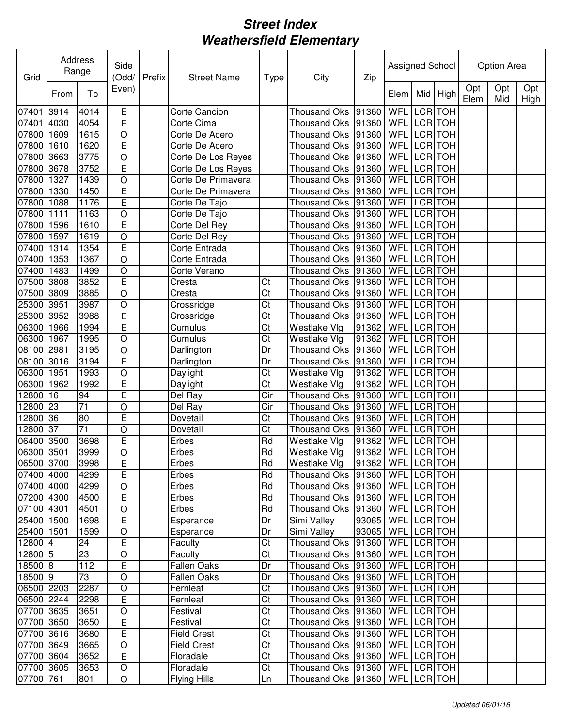# Street Index
## Weathersfield Elementary

| Grid | Address Range | | Side (Odd/ Even) | Prefix | Street Name | Type | City | Zip | Assigned School | | | Option Area | | |
|---|---|---|---|---|---|---|---|---|---|---|---|---|---|---|
| | From | To | | | | | | | Elem | Mid | High | Opt Elem | Opt Mid | Opt High |
| 07401 | 3914 | 4014 | E | | Corte Cancion | | Thousand Oks | 91360 | WFL | LCR | TOH | | | |
| 07401 | 4030 | 4054 | E | | Corte Cima | | Thousand Oks | 91360 | WFL | LCR | TOH | | | |
| 07800 | 1609 | 1615 | O | | Corte De Acero | | Thousand Oks | 91360 | WFL | LCR | TOH | | | |
| 07800 | 1610 | 1620 | E | | Corte De Acero | | Thousand Oks | 91360 | WFL | LCR | TOH | | | |
| 07800 | 3663 | 3775 | O | | Corte De Los Reyes | | Thousand Oks | 91360 | WFL | LCR | TOH | | | |
| 07800 | 3678 | 3752 | E | | Corte De Los Reyes | | Thousand Oks | 91360 | WFL | LCR | TOH | | | |
| 07800 | 1327 | 1439 | O | | Corte De Primavera | | Thousand Oks | 91360 | WFL | LCR | TOH | | | |
| 07800 | 1330 | 1450 | E | | Corte De Primavera | | Thousand Oks | 91360 | WFL | LCR | TOH | | | |
| 07800 | 1088 | 1176 | E | | Corte De Tajo | | Thousand Oks | 91360 | WFL | LCR | TOH | | | |
| 07800 | 1111 | 1163 | O | | Corte De Tajo | | Thousand Oks | 91360 | WFL | LCR | TOH | | | |
| 07800 | 1596 | 1610 | E | | Corte Del Rey | | Thousand Oks | 91360 | WFL | LCR | TOH | | | |
| 07800 | 1597 | 1619 | O | | Corte Del Rey | | Thousand Oks | 91360 | WFL | LCR | TOH | | | |
| 07400 | 1314 | 1354 | E | | Corte Entrada | | Thousand Oks | 91360 | WFL | LCR | TOH | | | |
| 07400 | 1353 | 1367 | O | | Corte Entrada | | Thousand Oks | 91360 | WFL | LCR | TOH | | | |
| 07400 | 1483 | 1499 | O | | Corte Verano | | Thousand Oks | 91360 | WFL | LCR | TOH | | | |
| 07500 | 3808 | 3852 | E | | Cresta | Ct | Thousand Oks | 91360 | WFL | LCR | TOH | | | |
| 07500 | 3809 | 3885 | O | | Cresta | Ct | Thousand Oks | 91360 | WFL | LCR | TOH | | | |
| 25300 | 3951 | 3987 | O | | Crossridge | Ct | Thousand Oks | 91360 | WFL | LCR | TOH | | | |
| 25300 | 3952 | 3988 | E | | Crossridge | Ct | Thousand Oks | 91360 | WFL | LCR | TOH | | | |
| 06300 | 1966 | 1994 | E | | Cumulus | Ct | Westlake Vlg | 91362 | WFL | LCR | TOH | | | |
| 06300 | 1967 | 1995 | O | | Cumulus | Ct | Westlake Vlg | 91362 | WFL | LCR | TOH | | | |
| 08100 | 2981 | 3195 | O | | Darlington | Dr | Thousand Oks | 91360 | WFL | LCR | TOH | | | |
| 08100 | 3016 | 3194 | E | | Darlington | Dr | Thousand Oks | 91360 | WFL | LCR | TOH | | | |
| 06300 | 1951 | 1993 | O | | Daylight | Ct | Westlake Vlg | 91362 | WFL | LCR | TOH | | | |
| 06300 | 1962 | 1992 | E | | Daylight | Ct | Westlake Vlg | 91362 | WFL | LCR | TOH | | | |
| 12800 | 16 | 94 | E | | Del Ray | Cir | Thousand Oks | 91360 | WFL | LCR | TOH | | | |
| 12800 | 23 | 71 | O | | Del Ray | Cir | Thousand Oks | 91360 | WFL | LCR | TOH | | | |
| 12800 | 36 | 80 | E | | Dovetail | Ct | Thousand Oks | 91360 | WFL | LCR | TOH | | | |
| 12800 | 37 | 71 | O | | Dovetail | Ct | Thousand Oks | 91360 | WFL | LCR | TOH | | | |
| 06400 | 3500 | 3698 | E | | Erbes | Rd | Westlake Vlg | 91362 | WFL | LCR | TOH | | | |
| 06300 | 3501 | 3999 | O | | Erbes | Rd | Westlake Vlg | 91362 | WFL | LCR | TOH | | | |
| 06500 | 3700 | 3998 | E | | Erbes | Rd | Westlake Vlg | 91362 | WFL | LCR | TOH | | | |
| 07400 | 4000 | 4299 | E | | Erbes | Rd | Thousand Oks | 91360 | WFL | LCR | TOH | | | |
| 07400 | 4000 | 4299 | O | | Erbes | Rd | Thousand Oks | 91360 | WFL | LCR | TOH | | | |
| 07200 | 4300 | 4500 | E | | Erbes | Rd | Thousand Oks | 91360 | WFL | LCR | TOH | | | |
| 07100 | 4301 | 4501 | O | | Erbes | Rd | Thousand Oks | 91360 | WFL | LCR | TOH | | | |
| 25400 | 1500 | 1698 | E | | Esperance | Dr | Simi Valley | 93065 | WFL | LCR | TOH | | | |
| 25400 | 1501 | 1599 | O | | Esperance | Dr | Simi Valley | 93065 | WFL | LCR | TOH | | | |
| 12800 | 4 | 24 | E | | Faculty | Ct | Thousand Oks | 91360 | WFL | LCR | TOH | | | |
| 12800 | 5 | 23 | O | | Faculty | Ct | Thousand Oks | 91360 | WFL | LCR | TOH | | | |
| 18500 | 8 | 112 | E | | Fallen Oaks | Dr | Thousand Oks | 91360 | WFL | LCR | TOH | | | |
| 18500 | 9 | 73 | O | | Fallen Oaks | Dr | Thousand Oks | 91360 | WFL | LCR | TOH | | | |
| 06500 | 2203 | 2287 | O | | Fernleaf | Ct | Thousand Oks | 91360 | WFL | LCR | TOH | | | |
| 06500 | 2244 | 2298 | E | | Fernleaf | Ct | Thousand Oks | 91360 | WFL | LCR | TOH | | | |
| 07700 | 3635 | 3651 | O | | Festival | Ct | Thousand Oks | 91360 | WFL | LCR | TOH | | | |
| 07700 | 3650 | 3650 | E | | Festival | Ct | Thousand Oks | 91360 | WFL | LCR | TOH | | | |
| 07700 | 3616 | 3680 | E | | Field Crest | Ct | Thousand Oks | 91360 | WFL | LCR | TOH | | | |
| 07700 | 3649 | 3665 | O | | Field Crest | Ct | Thousand Oks | 91360 | WFL | LCR | TOH | | | |
| 07700 | 3604 | 3652 | E | | Floradale | Ct | Thousand Oks | 91360 | WFL | LCR | TOH | | | |
| 07700 | 3605 | 3653 | O | | Floradale | Ct | Thousand Oks | 91360 | WFL | LCR | TOH | | | |
| 07700 | 761 | 801 | O | | Flying Hills | Ln | Thousand Oks | 91360 | WFL | LCR | TOH | | | |

*Updated 06/01/16*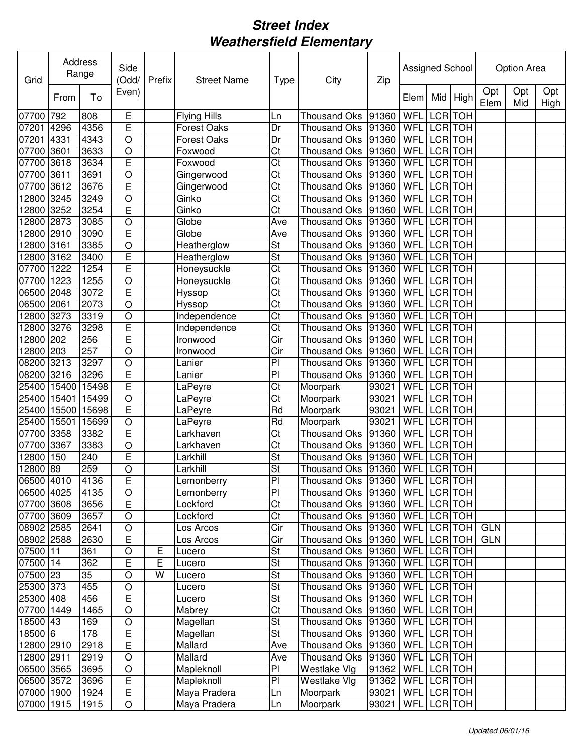# Street Index
# Weathersfield Elementary

| Grid | Address Range | | Side (Odd/ Even) | Prefix | Street Name | Type | City | Zip | Assigned School | | | Option Area | | |
|---|---|---|---|---|---|---|---|---|---|---|---|---|---|---|
| | From | To | | | | | | | Elem | Mid | High | Opt Elem | Opt Mid | Opt High |
| 07700 | 792 | 808 | E | | Flying Hills | Ln | Thousand Oks | 91360 | WFL | LCR | TOH | | | |
| 07201 | 4296 | 4356 | E | | Forest Oaks | Dr | Thousand Oks | 91360 | WFL | LCR | TOH | | | |
| 07201 | 4331 | 4343 | O | | Forest Oaks | Dr | Thousand Oks | 91360 | WFL | LCR | TOH | | | |
| 07700 | 3601 | 3633 | O | | Foxwood | Ct | Thousand Oks | 91360 | WFL | LCR | TOH | | | |
| 07700 | 3618 | 3634 | E | | Foxwood | Ct | Thousand Oks | 91360 | WFL | LCR | TOH | | | |
| 07700 | 3611 | 3691 | O | | Gingerwood | Ct | Thousand Oks | 91360 | WFL | LCR | TOH | | | |
| 07700 | 3612 | 3676 | E | | Gingerwood | Ct | Thousand Oks | 91360 | WFL | LCR | TOH | | | |
| 12800 | 3245 | 3249 | O | | Ginko | Ct | Thousand Oks | 91360 | WFL | LCR | TOH | | | |
| 12800 | 3252 | 3254 | E | | Ginko | Ct | Thousand Oks | 91360 | WFL | LCR | TOH | | | |
| 12800 | 2873 | 3085 | O | | Globe | Ave | Thousand Oks | 91360 | WFL | LCR | TOH | | | |
| 12800 | 2910 | 3090 | E | | Globe | Ave | Thousand Oks | 91360 | WFL | LCR | TOH | | | |
| 12800 | 3161 | 3385 | O | | Heatherglow | St | Thousand Oks | 91360 | WFL | LCR | TOH | | | |
| 12800 | 3162 | 3400 | E | | Heatherglow | St | Thousand Oks | 91360 | WFL | LCR | TOH | | | |
| 07700 | 1222 | 1254 | E | | Honeysuckle | Ct | Thousand Oks | 91360 | WFL | LCR | TOH | | | |
| 07700 | 1223 | 1255 | O | | Honeysuckle | Ct | Thousand Oks | 91360 | WFL | LCR | TOH | | | |
| 06500 | 2048 | 3072 | E | | Hyssop | Ct | Thousand Oks | 91360 | WFL | LCR | TOH | | | |
| 06500 | 2061 | 2073 | O | | Hyssop | Ct | Thousand Oks | 91360 | WFL | LCR | TOH | | | |
| 12800 | 3273 | 3319 | O | | Independence | Ct | Thousand Oks | 91360 | WFL | LCR | TOH | | | |
| 12800 | 3276 | 3298 | E | | Independence | Ct | Thousand Oks | 91360 | WFL | LCR | TOH | | | |
| 12800 | 202 | 256 | E | | Ironwood | Cir | Thousand Oks | 91360 | WFL | LCR | TOH | | | |
| 12800 | 203 | 257 | O | | Ironwood | Cir | Thousand Oks | 91360 | WFL | LCR | TOH | | | |
| 08200 | 3213 | 3297 | O | | Lanier | Pl | Thousand Oks | 91360 | WFL | LCR | TOH | | | |
| 08200 | 3216 | 3296 | E | | Lanier | Pl | Thousand Oks | 91360 | WFL | LCR | TOH | | | |
| 25400 | 15400 | 15498 | E | | LaPeyre | Ct | Moorpark | 93021 | WFL | LCR | TOH | | | |
| 25400 | 15401 | 15499 | O | | LaPeyre | Ct | Moorpark | 93021 | WFL | LCR | TOH | | | |
| 25400 | 15500 | 15698 | E | | LaPeyre | Rd | Moorpark | 93021 | WFL | LCR | TOH | | | |
| 25400 | 15501 | 15699 | O | | LaPeyre | Rd | Moorpark | 93021 | WFL | LCR | TOH | | | |
| 07700 | 3358 | 3382 | E | | Larkhaven | Ct | Thousand Oks | 91360 | WFL | LCR | TOH | | | |
| 07700 | 3367 | 3383 | O | | Larkhaven | Ct | Thousand Oks | 91360 | WFL | LCR | TOH | | | |
| 12800 | 150 | 240 | E | | Larkhill | St | Thousand Oks | 91360 | WFL | LCR | TOH | | | |
| 12800 | 89 | 259 | O | | Larkhill | St | Thousand Oks | 91360 | WFL | LCR | TOH | | | |
| 06500 | 4010 | 4136 | E | | Lemonberry | Pl | Thousand Oks | 91360 | WFL | LCR | TOH | | | |
| 06500 | 4025 | 4135 | O | | Lemonberry | Pl | Thousand Oks | 91360 | WFL | LCR | TOH | | | |
| 07700 | 3608 | 3656 | E | | Lockford | Ct | Thousand Oks | 91360 | WFL | LCR | TOH | | | |
| 07700 | 3609 | 3657 | O | | Lockford | Ct | Thousand Oks | 91360 | WFL | LCR | TOH | | | |
| 08902 | 2585 | 2641 | O | | Los Arcos | Cir | Thousand Oks | 91360 | WFL | LCR | TOH | GLN | | |
| 08902 | 2588 | 2630 | E | | Los Arcos | Cir | Thousand Oks | 91360 | WFL | LCR | TOH | GLN | | |
| 07500 | 11 | 361 | O | E | Lucero | St | Thousand Oks | 91360 | WFL | LCR | TOH | | | |
| 07500 | 14 | 362 | E | E | Lucero | St | Thousand Oks | 91360 | WFL | LCR | TOH | | | |
| 07500 | 23 | 35 | O | W | Lucero | St | Thousand Oks | 91360 | WFL | LCR | TOH | | | |
| 25300 | 373 | 455 | O | | Lucero | St | Thousand Oks | 91360 | WFL | LCR | TOH | | | |
| 25300 | 408 | 456 | E | | Lucero | St | Thousand Oks | 91360 | WFL | LCR | TOH | | | |
| 07700 | 1449 | 1465 | O | | Mabrey | Ct | Thousand Oks | 91360 | WFL | LCR | TOH | | | |
| 18500 | 43 | 169 | O | | Magellan | St | Thousand Oks | 91360 | WFL | LCR | TOH | | | |
| 18500 | 6 | 178 | E | | Magellan | St | Thousand Oks | 91360 | WFL | LCR | TOH | | | |
| 12800 | 2910 | 2918 | E | | Mallard | Ave | Thousand Oks | 91360 | WFL | LCR | TOH | | | |
| 12800 | 2911 | 2919 | O | | Mallard | Ave | Thousand Oks | 91360 | WFL | LCR | TOH | | | |
| 06500 | 3565 | 3695 | O | | Mapleknoll | Pl | Westlake Vlg | 91362 | WFL | LCR | TOH | | | |
| 06500 | 3572 | 3696 | E | | Mapleknoll | Pl | Westlake Vlg | 91362 | WFL | LCR | TOH | | | |
| 07000 | 1900 | 1924 | E | | Maya Pradera | Ln | Moorpark | 93021 | WFL | LCR | TOH | | | |
| 07000 | 1915 | 1915 | O | | Maya Pradera | Ln | Moorpark | 93021 | WFL | LCR | TOH | | | |

*Updated 06/01/16*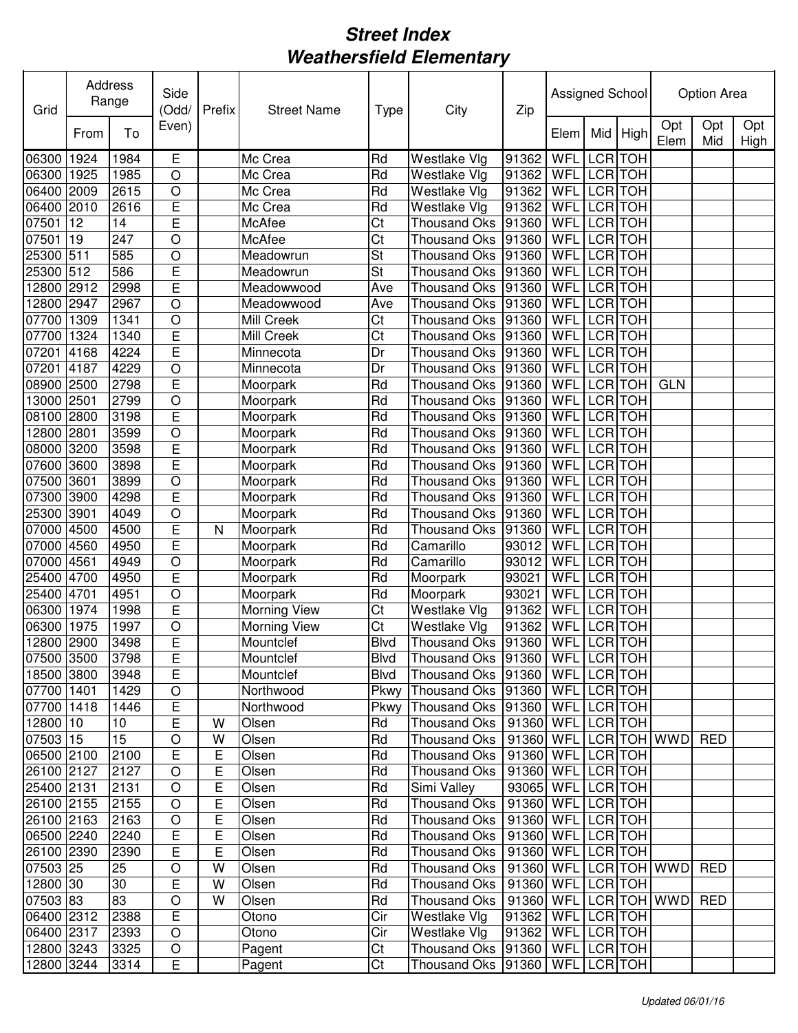# Street Index
# Weathersfield Elementary

| Grid | Address Range | | Side (Odd/ Even) | Prefix | Street Name | Type | City | Zip | Assigned School | | | Option Area | | |
|---|---|---|---|---|---|---|---|---|---|---|---|---|---|---|
| | From | To | | | | | | | Elem | Mid | High | Opt Elem | Opt Mid | Opt High |
| 06300 | 1924 | 1984 | E | | Mc Crea | Rd | Westlake Vlg | 91362 | WFL | LCR | TOH | | | |
| 06300 | 1925 | 1985 | O | | Mc Crea | Rd | Westlake Vlg | 91362 | WFL | LCR | TOH | | | |
| 06400 | 2009 | 2615 | O | | Mc Crea | Rd | Westlake Vlg | 91362 | WFL | LCR | TOH | | | |
| 06400 | 2010 | 2616 | E | | Mc Crea | Rd | Westlake Vlg | 91362 | WFL | LCR | TOH | | | |
| 07501 | 12 | 14 | E | | McAfee | Ct | Thousand Oks | 91360 | WFL | LCR | TOH | | | |
| 07501 | 19 | 247 | O | | McAfee | Ct | Thousand Oks | 91360 | WFL | LCR | TOH | | | |
| 25300 | 511 | 585 | O | | Meadowrun | St | Thousand Oks | 91360 | WFL | LCR | TOH | | | |
| 25300 | 512 | 586 | E | | Meadowrun | St | Thousand Oks | 91360 | WFL | LCR | TOH | | | |
| 12800 | 2912 | 2998 | E | | Meadowwood | Ave | Thousand Oks | 91360 | WFL | LCR | TOH | | | |
| 12800 | 2947 | 2967 | O | | Meadowwood | Ave | Thousand Oks | 91360 | WFL | LCR | TOH | | | |
| 07700 | 1309 | 1341 | O | | Mill Creek | Ct | Thousand Oks | 91360 | WFL | LCR | TOH | | | |
| 07700 | 1324 | 1340 | E | | Mill Creek | Ct | Thousand Oks | 91360 | WFL | LCR | TOH | | | |
| 07201 | 4168 | 4224 | E | | Minnecota | Dr | Thousand Oks | 91360 | WFL | LCR | TOH | | | |
| 07201 | 4187 | 4229 | O | | Minnecota | Dr | Thousand Oks | 91360 | WFL | LCR | TOH | | | |
| 08900 | 2500 | 2798 | E | | Moorpark | Rd | Thousand Oks | 91360 | WFL | LCR | TOH | GLN | | |
| 13000 | 2501 | 2799 | O | | Moorpark | Rd | Thousand Oks | 91360 | WFL | LCR | TOH | | | |
| 08100 | 2800 | 3198 | E | | Moorpark | Rd | Thousand Oks | 91360 | WFL | LCR | TOH | | | |
| 12800 | 2801 | 3599 | O | | Moorpark | Rd | Thousand Oks | 91360 | WFL | LCR | TOH | | | |
| 08000 | 3200 | 3598 | E | | Moorpark | Rd | Thousand Oks | 91360 | WFL | LCR | TOH | | | |
| 07600 | 3600 | 3898 | E | | Moorpark | Rd | Thousand Oks | 91360 | WFL | LCR | TOH | | | |
| 07500 | 3601 | 3899 | O | | Moorpark | Rd | Thousand Oks | 91360 | WFL | LCR | TOH | | | |
| 07300 | 3900 | 4298 | E | | Moorpark | Rd | Thousand Oks | 91360 | WFL | LCR | TOH | | | |
| 25300 | 3901 | 4049 | O | | Moorpark | Rd | Thousand Oks | 91360 | WFL | LCR | TOH | | | |
| 07000 | 4500 | 4500 | E | N | Moorpark | Rd | Thousand Oks | 91360 | WFL | LCR | TOH | | | |
| 07000 | 4560 | 4950 | E | | Moorpark | Rd | Camarillo | 93012 | WFL | LCR | TOH | | | |
| 07000 | 4561 | 4949 | O | | Moorpark | Rd | Camarillo | 93012 | WFL | LCR | TOH | | | |
| 25400 | 4700 | 4950 | E | | Moorpark | Rd | Moorpark | 93021 | WFL | LCR | TOH | | | |
| 25400 | 4701 | 4951 | O | | Moorpark | Rd | Moorpark | 93021 | WFL | LCR | TOH | | | |
| 06300 | 1974 | 1998 | E | | Morning View | Ct | Westlake Vlg | 91362 | WFL | LCR | TOH | | | |
| 06300 | 1975 | 1997 | O | | Morning View | Ct | Westlake Vlg | 91362 | WFL | LCR | TOH | | | |
| 12800 | 2900 | 3498 | E | | Mountclef | Blvd | Thousand Oks | 91360 | WFL | LCR | TOH | | | |
| 07500 | 3500 | 3798 | E | | Mountclef | Blvd | Thousand Oks | 91360 | WFL | LCR | TOH | | | |
| 18500 | 3800 | 3948 | E | | Mountclef | Blvd | Thousand Oks | 91360 | WFL | LCR | TOH | | | |
| 07700 | 1401 | 1429 | O | | Northwood | Pkwy | Thousand Oks | 91360 | WFL | LCR | TOH | | | |
| 07700 | 1418 | 1446 | E | | Northwood | Pkwy | Thousand Oks | 91360 | WFL | LCR | TOH | | | |
| 12800 | 10 | 10 | E | W | Olsen | Rd | Thousand Oks | 91360 | WFL | LCR | TOH | | | |
| 07503 | 15 | 15 | O | W | Olsen | Rd | Thousand Oks | 91360 | WFL | LCR | TOH | WWD | RED | |
| 06500 | 2100 | 2100 | E | E | Olsen | Rd | Thousand Oks | 91360 | WFL | LCR | TOH | | | |
| 26100 | 2127 | 2127 | O | E | Olsen | Rd | Thousand Oks | 91360 | WFL | LCR | TOH | | | |
| 25400 | 2131 | 2131 | O | E | Olsen | Rd | Simi Valley | 93065 | WFL | LCR | TOH | | | |
| 26100 | 2155 | 2155 | O | E | Olsen | Rd | Thousand Oks | 91360 | WFL | LCR | TOH | | | |
| 26100 | 2163 | 2163 | O | E | Olsen | Rd | Thousand Oks | 91360 | WFL | LCR | TOH | | | |
| 06500 | 2240 | 2240 | E | E | Olsen | Rd | Thousand Oks | 91360 | WFL | LCR | TOH | | | |
| 26100 | 2390 | 2390 | E | E | Olsen | Rd | Thousand Oks | 91360 | WFL | LCR | TOH | | | |
| 07503 | 25 | 25 | O | W | Olsen | Rd | Thousand Oks | 91360 | WFL | LCR | TOH | WWD | RED | |
| 12800 | 30 | 30 | E | W | Olsen | Rd | Thousand Oks | 91360 | WFL | LCR | TOH | | | |
| 07503 | 83 | 83 | O | W | Olsen | Rd | Thousand Oks | 91360 | WFL | LCR | TOH | WWD | RED | |
| 06400 | 2312 | 2388 | E | | Otono | Cir | Westlake Vlg | 91362 | WFL | LCR | TOH | | | |
| 06400 | 2317 | 2393 | O | | Otono | Cir | Westlake Vlg | 91362 | WFL | LCR | TOH | | | |
| 12800 | 3243 | 3325 | O | | Pagent | Ct | Thousand Oks | 91360 | WFL | LCR | TOH | | | |
| 12800 | 3244 | 3314 | E | | Pagent | Ct | Thousand Oks | 91360 | WFL | LCR | TOH | | | |

*Updated 06/01/16*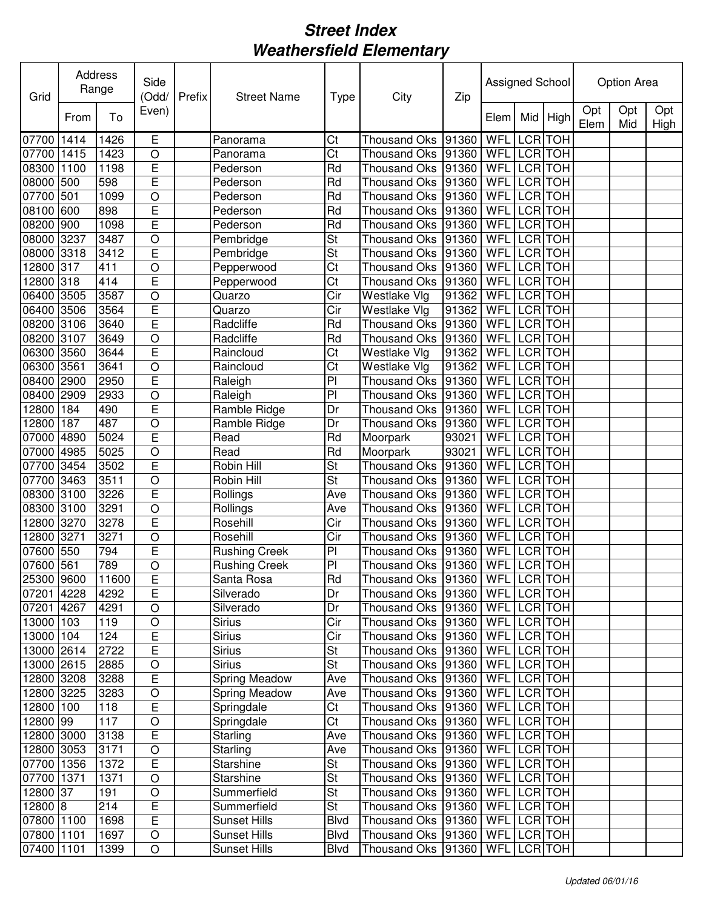# Street Index
# Weathersfield Elementary

| Grid | Address Range | | Side (Odd/ Even) | Prefix | Street Name | Type | City | Zip | Assigned School | | | Option Area | | |
|---|---|---|---|---|---|---|---|---|---|---|---|---|---|---|
| | From | To | | | | | | | Elem | Mid | High | Opt Elem | Opt Mid | Opt High |
| 07700 | 1414 | 1426 | E | | Panorama | Ct | Thousand Oks | 91360 | WFL | LCR | TOH | | | |
| 07700 | 1415 | 1423 | O | | Panorama | Ct | Thousand Oks | 91360 | WFL | LCR | TOH | | | |
| 08300 | 1100 | 1198 | E | | Pederson | Rd | Thousand Oks | 91360 | WFL | LCR | TOH | | | |
| 08000 | 500 | 598 | E | | Pederson | Rd | Thousand Oks | 91360 | WFL | LCR | TOH | | | |
| 07700 | 501 | 1099 | O | | Pederson | Rd | Thousand Oks | 91360 | WFL | LCR | TOH | | | |
| 08100 | 600 | 898 | E | | Pederson | Rd | Thousand Oks | 91360 | WFL | LCR | TOH | | | |
| 08200 | 900 | 1098 | E | | Pederson | Rd | Thousand Oks | 91360 | WFL | LCR | TOH | | | |
| 08000 | 3237 | 3487 | O | | Pembridge | St | Thousand Oks | 91360 | WFL | LCR | TOH | | | |
| 08000 | 3318 | 3412 | E | | Pembridge | St | Thousand Oks | 91360 | WFL | LCR | TOH | | | |
| 12800 | 317 | 411 | O | | Pepperwood | Ct | Thousand Oks | 91360 | WFL | LCR | TOH | | | |
| 12800 | 318 | 414 | E | | Pepperwood | Ct | Thousand Oks | 91360 | WFL | LCR | TOH | | | |
| 06400 | 3505 | 3587 | O | | Quarzo | Cir | Westlake Vlg | 91362 | WFL | LCR | TOH | | | |
| 06400 | 3506 | 3564 | E | | Quarzo | Cir | Westlake Vlg | 91362 | WFL | LCR | TOH | | | |
| 08200 | 3106 | 3640 | E | | Radcliffe | Rd | Thousand Oks | 91360 | WFL | LCR | TOH | | | |
| 08200 | 3107 | 3649 | O | | Radcliffe | Rd | Thousand Oks | 91360 | WFL | LCR | TOH | | | |
| 06300 | 3560 | 3644 | E | | Raincloud | Ct | Westlake Vlg | 91362 | WFL | LCR | TOH | | | |
| 06300 | 3561 | 3641 | O | | Raincloud | Ct | Westlake Vlg | 91362 | WFL | LCR | TOH | | | |
| 08400 | 2900 | 2950 | E | | Raleigh | Pl | Thousand Oks | 91360 | WFL | LCR | TOH | | | |
| 08400 | 2909 | 2933 | O | | Raleigh | Pl | Thousand Oks | 91360 | WFL | LCR | TOH | | | |
| 12800 | 184 | 490 | E | | Ramble Ridge | Dr | Thousand Oks | 91360 | WFL | LCR | TOH | | | |
| 12800 | 187 | 487 | O | | Ramble Ridge | Dr | Thousand Oks | 91360 | WFL | LCR | TOH | | | |
| 07000 | 4890 | 5024 | E | | Read | Rd | Moorpark | 93021 | WFL | LCR | TOH | | | |
| 07000 | 4985 | 5025 | O | | Read | Rd | Moorpark | 93021 | WFL | LCR | TOH | | | |
| 07700 | 3454 | 3502 | E | | Robin Hill | St | Thousand Oks | 91360 | WFL | LCR | TOH | | | |
| 07700 | 3463 | 3511 | O | | Robin Hill | St | Thousand Oks | 91360 | WFL | LCR | TOH | | | |
| 08300 | 3100 | 3226 | E | | Rollings | Ave | Thousand Oks | 91360 | WFL | LCR | TOH | | | |
| 08300 | 3100 | 3291 | O | | Rollings | Ave | Thousand Oks | 91360 | WFL | LCR | TOH | | | |
| 12800 | 3270 | 3278 | E | | Rosehill | Cir | Thousand Oks | 91360 | WFL | LCR | TOH | | | |
| 12800 | 3271 | 3271 | O | | Rosehill | Cir | Thousand Oks | 91360 | WFL | LCR | TOH | | | |
| 07600 | 550 | 794 | E | | Rushing Creek | Pl | Thousand Oks | 91360 | WFL | LCR | TOH | | | |
| 07600 | 561 | 789 | O | | Rushing Creek | Pl | Thousand Oks | 91360 | WFL | LCR | TOH | | | |
| 25300 | 9600 | 11600 | E | | Santa Rosa | Rd | Thousand Oks | 91360 | WFL | LCR | TOH | | | |
| 07201 | 4228 | 4292 | E | | Silverado | Dr | Thousand Oks | 91360 | WFL | LCR | TOH | | | |
| 07201 | 4267 | 4291 | O | | Silverado | Dr | Thousand Oks | 91360 | WFL | LCR | TOH | | | |
| 13000 | 103 | 119 | O | | Sirius | Cir | Thousand Oks | 91360 | WFL | LCR | TOH | | | |
| 13000 | 104 | 124 | E | | Sirius | Cir | Thousand Oks | 91360 | WFL | LCR | TOH | | | |
| 13000 | 2614 | 2722 | E | | Sirius | St | Thousand Oks | 91360 | WFL | LCR | TOH | | | |
| 13000 | 2615 | 2885 | O | | Sirius | St | Thousand Oks | 91360 | WFL | LCR | TOH | | | |
| 12800 | 3208 | 3288 | E | | Spring Meadow | Ave | Thousand Oks | 91360 | WFL | LCR | TOH | | | |
| 12800 | 3225 | 3283 | O | | Spring Meadow | Ave | Thousand Oks | 91360 | WFL | LCR | TOH | | | |
| 12800 | 100 | 118 | E | | Springdale | Ct | Thousand Oks | 91360 | WFL | LCR | TOH | | | |
| 12800 | 99 | 117 | O | | Springdale | Ct | Thousand Oks | 91360 | WFL | LCR | TOH | | | |
| 12800 | 3000 | 3138 | E | | Starling | Ave | Thousand Oks | 91360 | WFL | LCR | TOH | | | |
| 12800 | 3053 | 3171 | O | | Starling | Ave | Thousand Oks | 91360 | WFL | LCR | TOH | | | |
| 07700 | 1356 | 1372 | E | | Starshine | St | Thousand Oks | 91360 | WFL | LCR | TOH | | | |
| 07700 | 1371 | 1371 | O | | Starshine | St | Thousand Oks | 91360 | WFL | LCR | TOH | | | |
| 12800 | 37 | 191 | O | | Summerfield | St | Thousand Oks | 91360 | WFL | LCR | TOH | | | |
| 12800 | 8 | 214 | E | | Summerfield | St | Thousand Oks | 91360 | WFL | LCR | TOH | | | |
| 07800 | 1100 | 1698 | E | | Sunset Hills | Blvd | Thousand Oks | 91360 | WFL | LCR | TOH | | | |
| 07800 | 1101 | 1697 | O | | Sunset Hills | Blvd | Thousand Oks | 91360 | WFL | LCR | TOH | | | |
| 07400 | 1101 | 1399 | O | | Sunset Hills | Blvd | Thousand Oks | 91360 | WFL | LCR | TOH | | | |

*Updated 06/01/16*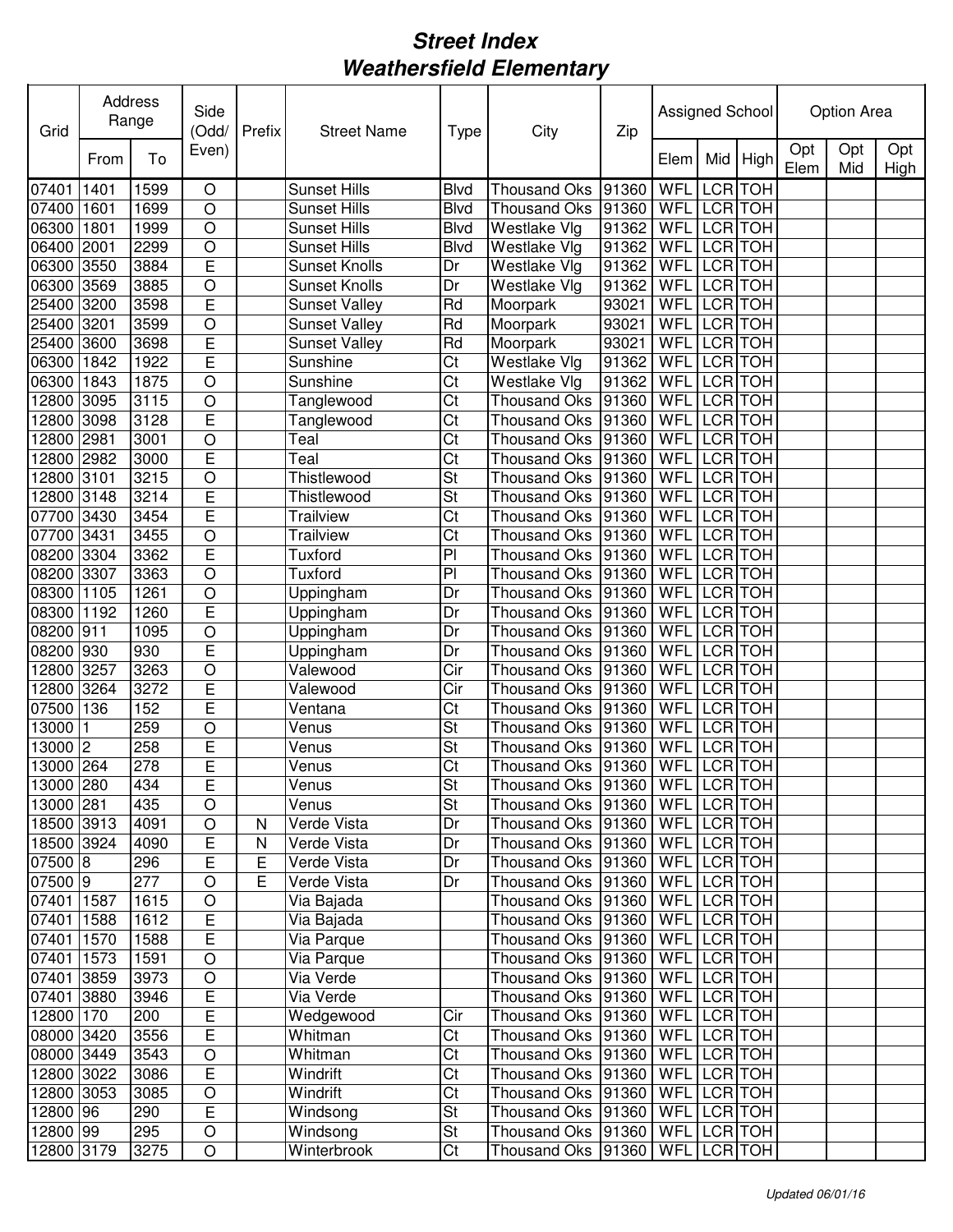# *Street Index*
# *Weathersfield Elementary*

| Grid | Address Range | | Side (Odd/ Even) | Prefix | Street Name | Type | City | Zip | Assigned School | | | Option Area | | |
|---|---|---|---|---|---|---|---|---|---|---|---|---|---|---|
| | From | To | | | | | | | Elem | Mid | High | Opt Elem | Opt Mid | Opt High |
| 07401 | 1401 | 1599 | O | | Sunset Hills | Blvd | Thousand Oks | 91360 | WFL | LCR | TOH | | | |
| 07400 | 1601 | 1699 | O | | Sunset Hills | Blvd | Thousand Oks | 91360 | WFL | LCR | TOH | | | |
| 06300 | 1801 | 1999 | O | | Sunset Hills | Blvd | Westlake Vlg | 91362 | WFL | LCR | TOH | | | |
| 06400 | 2001 | 2299 | O | | Sunset Hills | Blvd | Westlake Vlg | 91362 | WFL | LCR | TOH | | | |
| 06300 | 3550 | 3884 | E | | Sunset Knolls | Dr | Westlake Vlg | 91362 | WFL | LCR | TOH | | | |
| 06300 | 3569 | 3885 | O | | Sunset Knolls | Dr | Westlake Vlg | 91362 | WFL | LCR | TOH | | | |
| 25400 | 3200 | 3598 | E | | Sunset Valley | Rd | Moorpark | 93021 | WFL | LCR | TOH | | | |
| 25400 | 3201 | 3599 | O | | Sunset Valley | Rd | Moorpark | 93021 | WFL | LCR | TOH | | | |
| 25400 | 3600 | 3698 | E | | Sunset Valley | Rd | Moorpark | 93021 | WFL | LCR | TOH | | | |
| 06300 | 1842 | 1922 | E | | Sunshine | Ct | Westlake Vlg | 91362 | WFL | LCR | TOH | | | |
| 06300 | 1843 | 1875 | O | | Sunshine | Ct | Westlake Vlg | 91362 | WFL | LCR | TOH | | | |
| 12800 | 3095 | 3115 | O | | Tanglewood | Ct | Thousand Oks | 91360 | WFL | LCR | TOH | | | |
| 12800 | 3098 | 3128 | E | | Tanglewood | Ct | Thousand Oks | 91360 | WFL | LCR | TOH | | | |
| 12800 | 2981 | 3001 | O | | Teal | Ct | Thousand Oks | 91360 | WFL | LCR | TOH | | | |
| 12800 | 2982 | 3000 | E | | Teal | Ct | Thousand Oks | 91360 | WFL | LCR | TOH | | | |
| 12800 | 3101 | 3215 | O | | Thistlewood | St | Thousand Oks | 91360 | WFL | LCR | TOH | | | |
| 12800 | 3148 | 3214 | E | | Thistlewood | St | Thousand Oks | 91360 | WFL | LCR | TOH | | | |
| 07700 | 3430 | 3454 | E | | Trailview | Ct | Thousand Oks | 91360 | WFL | LCR | TOH | | | |
| 07700 | 3431 | 3455 | O | | Trailview | Ct | Thousand Oks | 91360 | WFL | LCR | TOH | | | |
| 08200 | 3304 | 3362 | E | | Tuxford | Pl | Thousand Oks | 91360 | WFL | LCR | TOH | | | |
| 08200 | 3307 | 3363 | O | | Tuxford | Pl | Thousand Oks | 91360 | WFL | LCR | TOH | | | |
| 08300 | 1105 | 1261 | O | | Uppingham | Dr | Thousand Oks | 91360 | WFL | LCR | TOH | | | |
| 08300 | 1192 | 1260 | E | | Uppingham | Dr | Thousand Oks | 91360 | WFL | LCR | TOH | | | |
| 08200 | 911 | 1095 | O | | Uppingham | Dr | Thousand Oks | 91360 | WFL | LCR | TOH | | | |
| 08200 | 930 | 930 | E | | Uppingham | Dr | Thousand Oks | 91360 | WFL | LCR | TOH | | | |
| 12800 | 3257 | 3263 | O | | Valewood | Cir | Thousand Oks | 91360 | WFL | LCR | TOH | | | |
| 12800 | 3264 | 3272 | E | | Valewood | Cir | Thousand Oks | 91360 | WFL | LCR | TOH | | | |
| 07500 | 136 | 152 | E | | Ventana | Ct | Thousand Oks | 91360 | WFL | LCR | TOH | | | |
| 13000 | 1 | 259 | O | | Venus | St | Thousand Oks | 91360 | WFL | LCR | TOH | | | |
| 13000 | 2 | 258 | E | | Venus | St | Thousand Oks | 91360 | WFL | LCR | TOH | | | |
| 13000 | 264 | 278 | E | | Venus | Ct | Thousand Oks | 91360 | WFL | LCR | TOH | | | |
| 13000 | 280 | 434 | E | | Venus | St | Thousand Oks | 91360 | WFL | LCR | TOH | | | |
| 13000 | 281 | 435 | O | | Venus | St | Thousand Oks | 91360 | WFL | LCR | TOH | | | |
| 18500 | 3913 | 4091 | O | N | Verde Vista | Dr | Thousand Oks | 91360 | WFL | LCR | TOH | | | |
| 18500 | 3924 | 4090 | E | N | Verde Vista | Dr | Thousand Oks | 91360 | WFL | LCR | TOH | | | |
| 07500 | 8 | 296 | E | E | Verde Vista | Dr | Thousand Oks | 91360 | WFL | LCR | TOH | | | |
| 07500 | 9 | 277 | O | E | Verde Vista | Dr | Thousand Oks | 91360 | WFL | LCR | TOH | | | |
| 07401 | 1587 | 1615 | O | | Via Bajada | | Thousand Oks | 91360 | WFL | LCR | TOH | | | |
| 07401 | 1588 | 1612 | E | | Via Bajada | | Thousand Oks | 91360 | WFL | LCR | TOH | | | |
| 07401 | 1570 | 1588 | E | | Via Parque | | Thousand Oks | 91360 | WFL | LCR | TOH | | | |
| 07401 | 1573 | 1591 | O | | Via Parque | | Thousand Oks | 91360 | WFL | LCR | TOH | | | |
| 07401 | 3859 | 3973 | O | | Via Verde | | Thousand Oks | 91360 | WFL | LCR | TOH | | | |
| 07401 | 3880 | 3946 | E | | Via Verde | | Thousand Oks | 91360 | WFL | LCR | TOH | | | |
| 12800 | 170 | 200 | E | | Wedgewood | Cir | Thousand Oks | 91360 | WFL | LCR | TOH | | | |
| 08000 | 3420 | 3556 | E | | Whitman | Ct | Thousand Oks | 91360 | WFL | LCR | TOH | | | |
| 08000 | 3449 | 3543 | O | | Whitman | Ct | Thousand Oks | 91360 | WFL | LCR | TOH | | | |
| 12800 | 3022 | 3086 | E | | Windrift | Ct | Thousand Oks | 91360 | WFL | LCR | TOH | | | |
| 12800 | 3053 | 3085 | O | | Windrift | Ct | Thousand Oks | 91360 | WFL | LCR | TOH | | | |
| 12800 | 96 | 290 | E | | Windsong | St | Thousand Oks | 91360 | WFL | LCR | TOH | | | |
| 12800 | 99 | 295 | O | | Windsong | St | Thousand Oks | 91360 | WFL | LCR | TOH | | | |
| 12800 | 3179 | 3275 | O | | Winterbrook | Ct | Thousand Oks | 91360 | WFL | LCR | TOH | | | |

*Updated 06/01/16*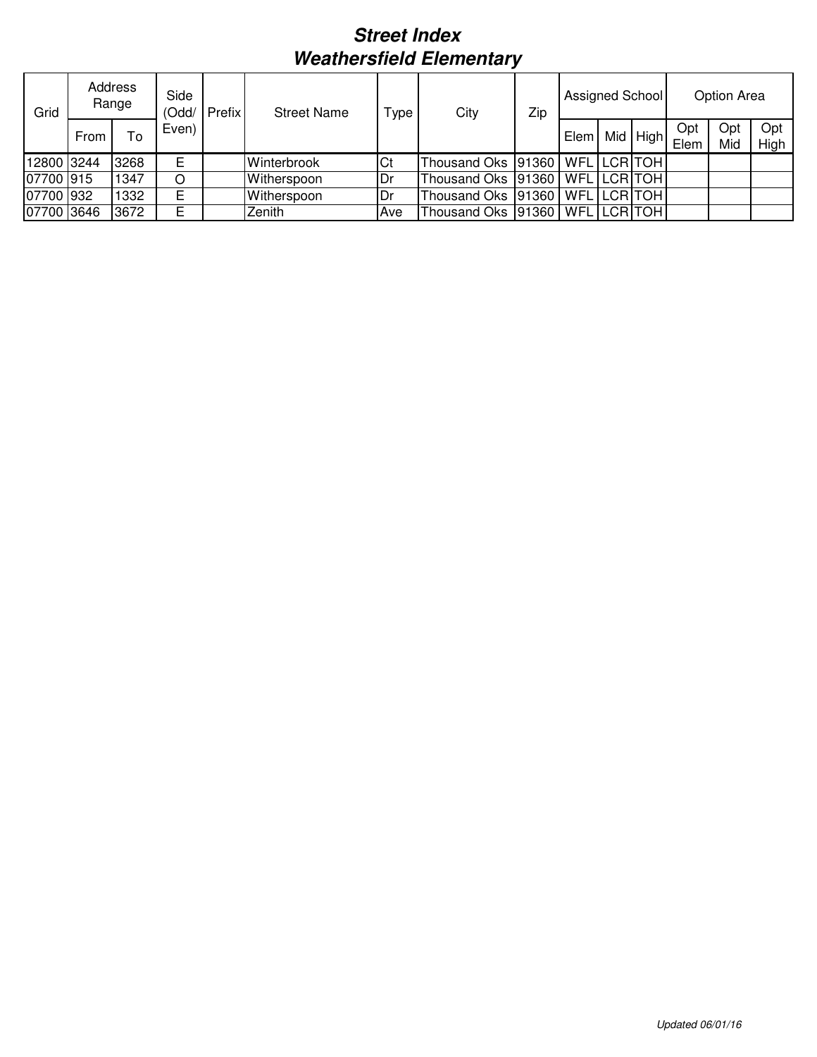# *Street Index*
# *Weathersfield Elementary*

| Grid | Address Range | | Side (Odd/ Even) | Prefix | Street Name | Type | City | Zip | Assigned School | | | Option Area | | |
|---|---|---|---|---|---|---|---|---|---|---|---|---|---|---|
| | From | To | | | | | | | Elem | Mid | High | Opt Elem | Opt Mid | Opt High |
| 12800 | 3244 | 3268 | E | | Winterbrook | Ct | Thousand Oks | 91360 | WFL | LCR | TOH | | | |
| 07700 | 915 | 1347 | O | | Witherspoon | Dr | Thousand Oks | 91360 | WFL | LCR | TOH | | | |
| 07700 | 932 | 1332 | E | | Witherspoon | Dr | Thousand Oks | 91360 | WFL | LCR | TOH | | | |
| 07700 | 3646 | 3672 | E | | Zenith | Ave | Thousand Oks | 91360 | WFL | LCR | TOH | | | |

*Updated 06/01/16*